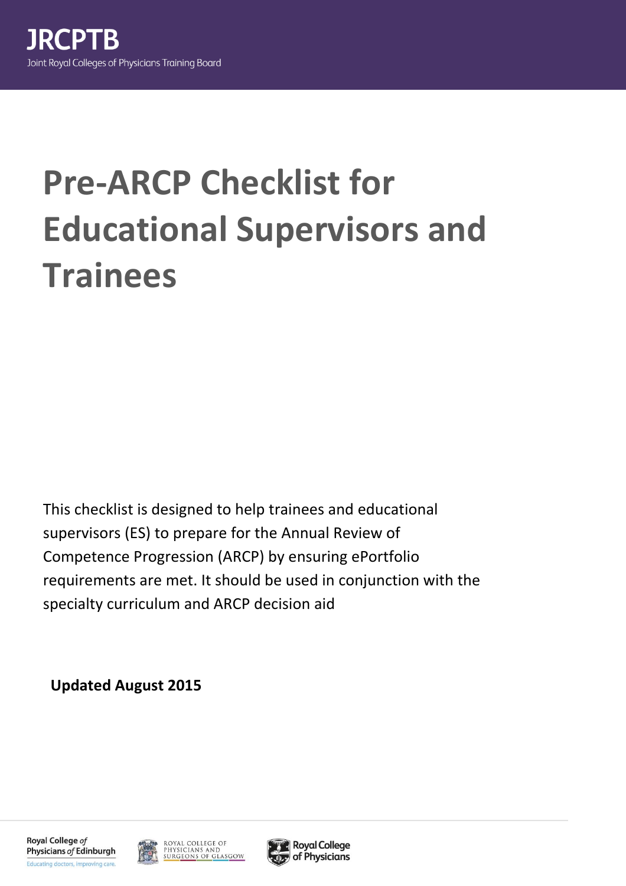JRCPTB

Joint Royal Colleges of Physicians Training Board

# Pre-ARCP Checklist for Educational Supervisors and Trainees

This checklist is designed to help trainees and educational supervisors (ES) to prepare for the Annual Review of Competence Progression (ARCP) by ensuring ePortfolio requirements are met. It should be used in conjunction with the specialty curriculum and ARCP decision aid

**Updated August 2015**

Royal College of Physicians of Edinburgh
Educating doctors, improving care.

Royal College of Physicians and Surgeons of Glasgow

Royal College of Physicians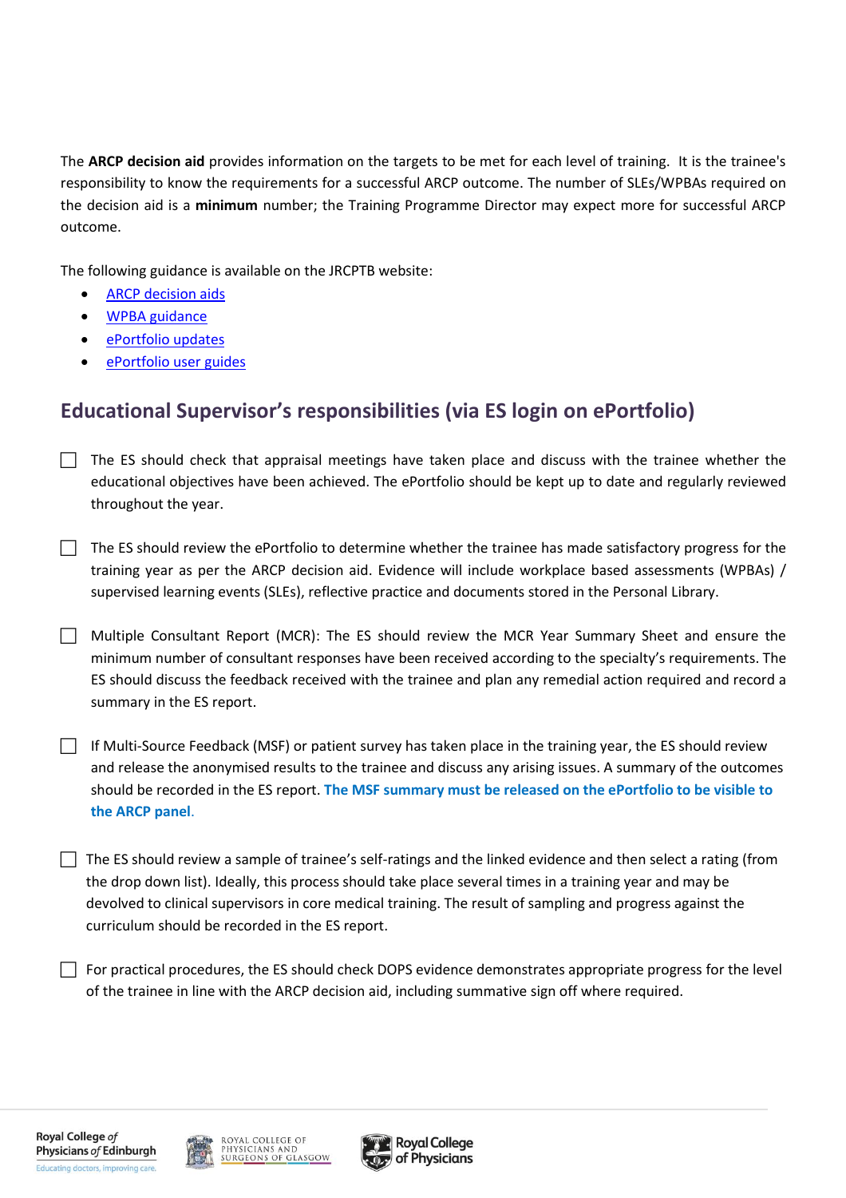The **ARCP decision aid** provides information on the targets to be met for each level of training. It is the trainee's responsibility to know the requirements for a successful ARCP outcome. The number of SLEs/WPBAs required on the decision aid is a **minimum** number; the Training Programme Director may expect more for successful ARCP outcome.

The following guidance is available on the JRCPTB website:

- ARCP decision aids
- WPBA guidance
- ePortfolio updates
- ePortfolio user guides

## Educational Supervisor's responsibilities (via ES login on ePortfolio)

- [ ] The ES should check that appraisal meetings have taken place and discuss with the trainee whether the educational objectives have been achieved. The ePortfolio should be kept up to date and regularly reviewed throughout the year.

- [ ] The ES should review the ePortfolio to determine whether the trainee has made satisfactory progress for the training year as per the ARCP decision aid. Evidence will include workplace based assessments (WPBAs) / supervised learning events (SLEs), reflective practice and documents stored in the Personal Library.

- [ ] Multiple Consultant Report (MCR): The ES should review the MCR Year Summary Sheet and ensure the minimum number of consultant responses have been received according to the specialty's requirements. The ES should discuss the feedback received with the trainee and plan any remedial action required and record a summary in the ES report.

- [ ] If Multi-Source Feedback (MSF) or patient survey has taken place in the training year, the ES should review and release the anonymised results to the trainee and discuss any arising issues. A summary of the outcomes should be recorded in the ES report. **The MSF summary must be released on the ePortfolio to be visible to the ARCP panel**.

- [ ] The ES should review a sample of trainee's self-ratings and the linked evidence and then select a rating (from the drop down list). Ideally, this process should take place several times in a training year and may be devolved to clinical supervisors in core medical training. The result of sampling and progress against the curriculum should be recorded in the ES report.

- [ ] For practical procedures, the ES should check DOPS evidence demonstrates appropriate progress for the level of the trainee in line with the ARCP decision aid, including summative sign off where required.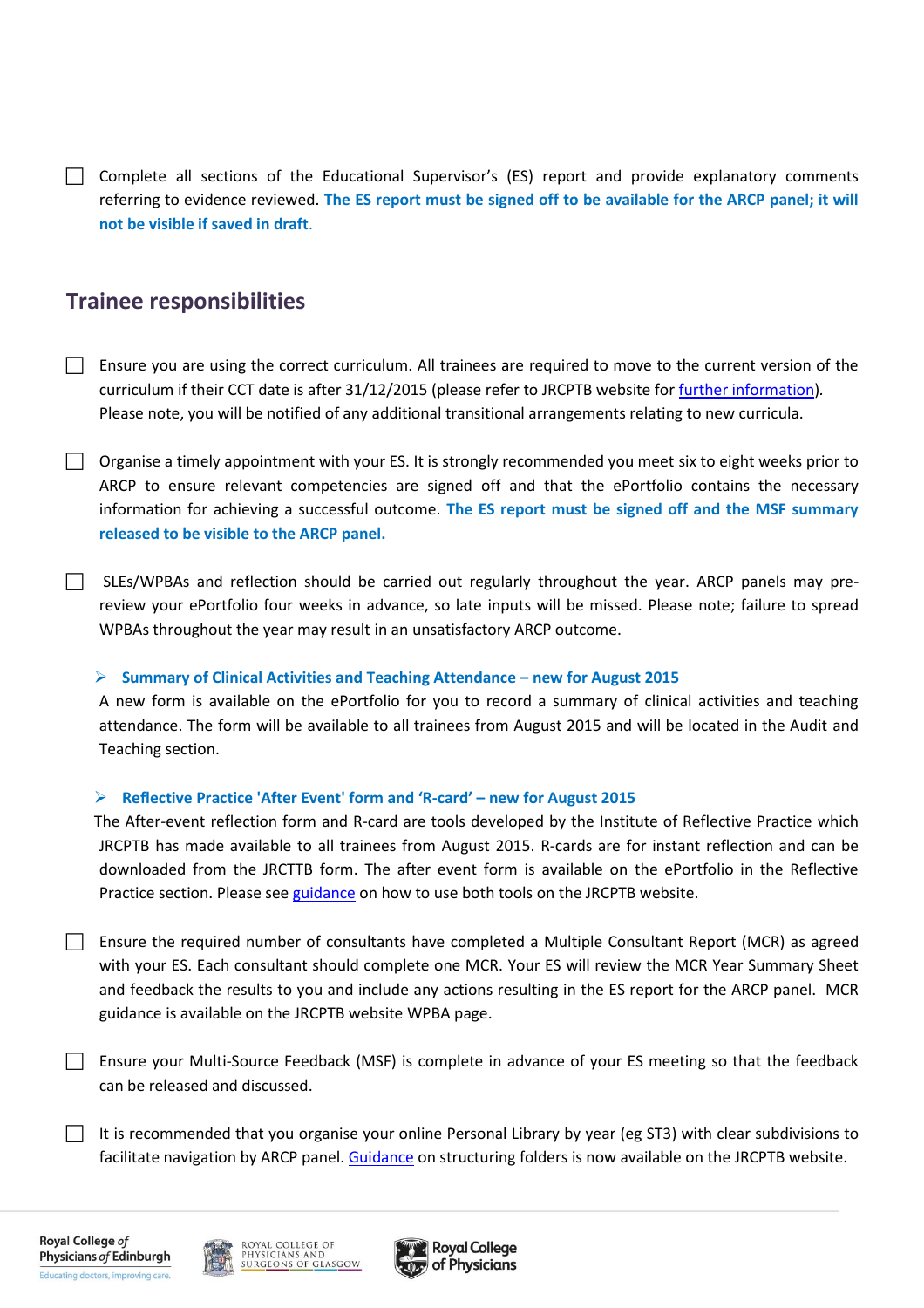- [ ] Complete all sections of the Educational Supervisor's (ES) report and provide explanatory comments referring to evidence reviewed. **The ES report must be signed off to be available for the ARCP panel; it will not be visible if saved in draft.**

## Trainee responsibilities

- [ ] Ensure you are using the correct curriculum. All trainees are required to move to the current version of the curriculum if their CCT date is after 31/12/2015 (please refer to JRCPTB website for further information). Please note, you will be notified of any additional transitional arrangements relating to new curricula.

- [ ] Organise a timely appointment with your ES. It is strongly recommended you meet six to eight weeks prior to ARCP to ensure relevant competencies are signed off and that the ePortfolio contains the necessary information for achieving a successful outcome. **The ES report must be signed off and the MSF summary released to be visible to the ARCP panel.**

- [ ] SLEs/WPBAs and reflection should be carried out regularly throughout the year. ARCP panels may pre-review your ePortfolio four weeks in advance, so late inputs will be missed. Please note; failure to spread WPBAs throughout the year may result in an unsatisfactory ARCP outcome.

  - **Summary of Clinical Activities and Teaching Attendance – new for August 2015**
    A new form is available on the ePortfolio for you to record a summary of clinical activities and teaching attendance. The form will be available to all trainees from August 2015 and will be located in the Audit and Teaching section.

  - **Reflective Practice 'After Event' form and 'R-card' – new for August 2015**
    The After-event reflection form and R-card are tools developed by the Institute of Reflective Practice which JRCPTB has made available to all trainees from August 2015. R-cards are for instant reflection and can be downloaded from the JRCTTB form. The after event form is available on the ePortfolio in the Reflective Practice section. Please see guidance on how to use both tools on the JRCPTB website.

- [ ] Ensure the required number of consultants have completed a Multiple Consultant Report (MCR) as agreed with your ES. Each consultant should complete one MCR. Your ES will review the MCR Year Summary Sheet and feedback the results to you and include any actions resulting in the ES report for the ARCP panel. MCR guidance is available on the JRCPTB website WPBA page.

- [ ] Ensure your Multi-Source Feedback (MSF) is complete in advance of your ES meeting so that the feedback can be released and discussed.

- [ ] It is recommended that you organise your online Personal Library by year (eg ST3) with clear subdivisions to facilitate navigation by ARCP panel. Guidance on structuring folders is now available on the JRCPTB website.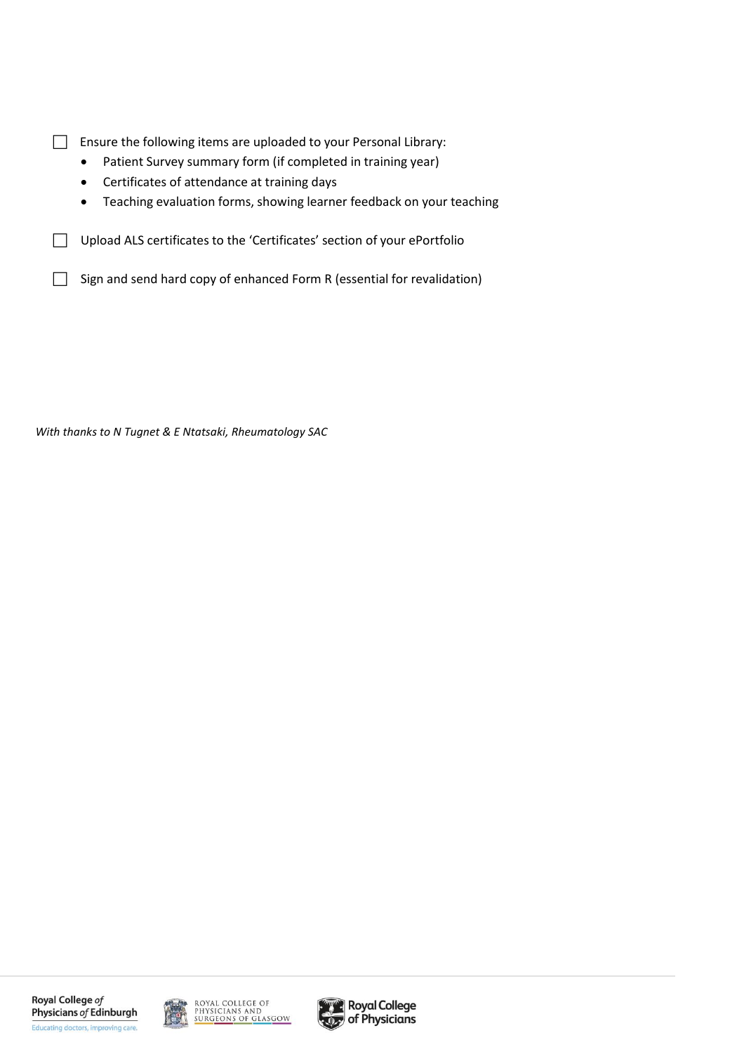- [ ] Ensure the following items are uploaded to your Personal Library:
    - Patient Survey summary form (if completed in training year)
    - Certificates of attendance at training days
    - Teaching evaluation forms, showing learner feedback on your teaching

- [ ] Upload ALS certificates to the 'Certificates' section of your ePortfolio

- [ ] Sign and send hard copy of enhanced Form R (essential for revalidation)

*With thanks to N Tugnet & E Ntatsaki, Rheumatology SAC*